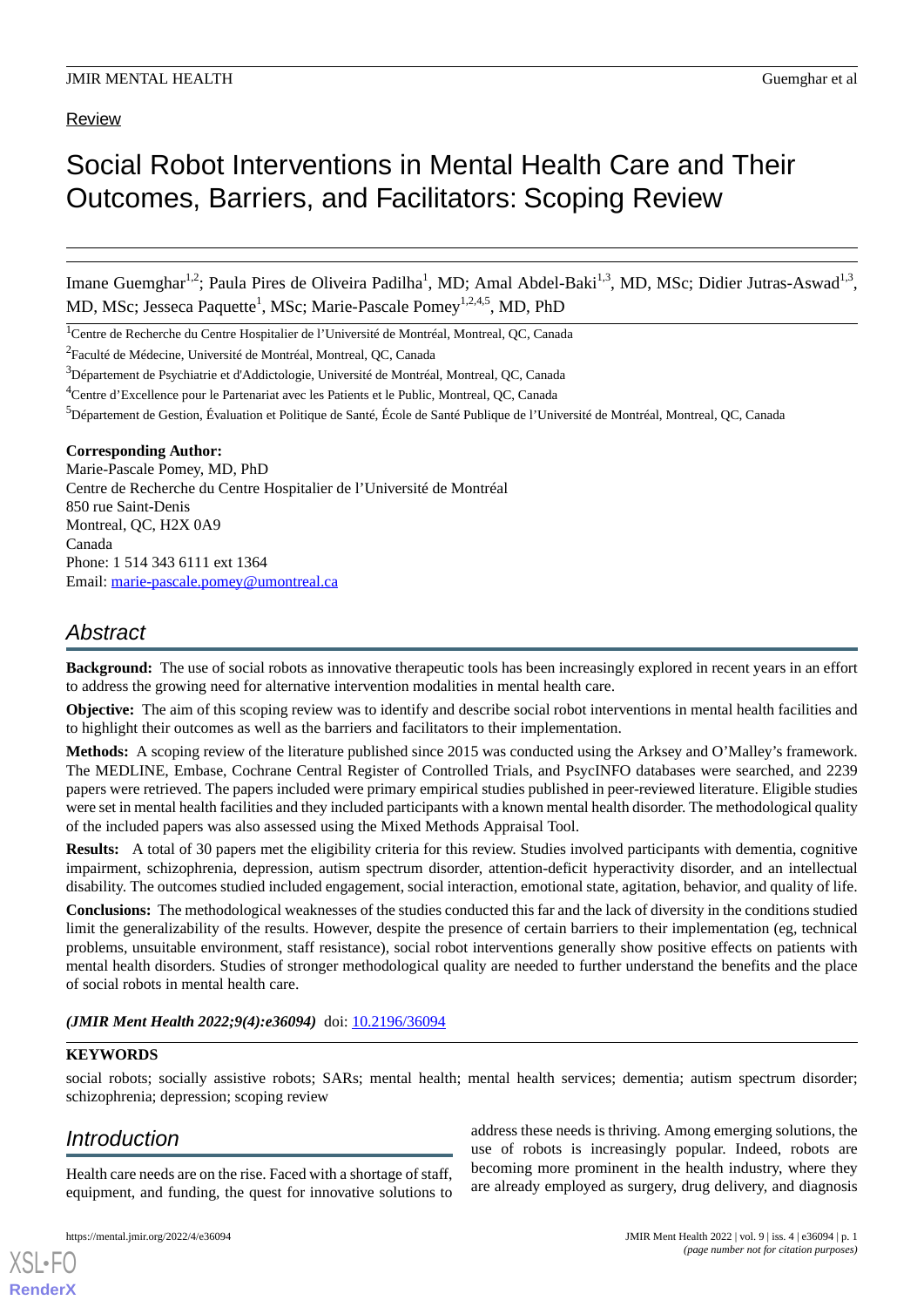Review

# Social Robot Interventions in Mental Health Care and Their Outcomes, Barriers, and Facilitators: Scoping Review

Imane Guemghar[1,2]; Paula Pires de Oliveira Padilha[1], MD; Amal Abdel-Baki[1,3], MD, MSc; Didier Jutras-Aswad[1,3], MD, MSc; Jesseca Paquette[1], MSc; Marie-Pascale Pomey[1,2,4,5], MD, PhD

[1]Centre de Recherche du Centre Hospitalier de l'Université de Montréal, Montreal, QC, Canada

[2]Faculté de Médecine, Université de Montréal, Montreal, QC, Canada

[3]Département de Psychiatrie et d'Addictologie, Université de Montréal, Montreal, QC, Canada

[4]Centre d'Excellence pour le Partenariat avec les Patients et le Public, Montreal, QC, Canada

[5]Département de Gestion, Évaluation et Politique de Santé, École de Santé Publique de l'Université de Montréal, Montreal, QC, Canada

**Corresponding Author:**
Marie-Pascale Pomey, MD, PhD
Centre de Recherche du Centre Hospitalier de l'Université de Montréal
850 rue Saint-Denis
Montreal, QC, H2X 0A9
Canada
Phone: 1 514 343 6111 ext 1364
Email: marie-pascale.pomey@umontreal.ca

## Abstract

**Background:** The use of social robots as innovative therapeutic tools has been increasingly explored in recent years in an effort to address the growing need for alternative intervention modalities in mental health care.

**Objective:** The aim of this scoping review was to identify and describe social robot interventions in mental health facilities and to highlight their outcomes as well as the barriers and facilitators to their implementation.

**Methods:** A scoping review of the literature published since 2015 was conducted using the Arksey and O'Malley's framework. The MEDLINE, Embase, Cochrane Central Register of Controlled Trials, and PsycINFO databases were searched, and 2239 papers were retrieved. The papers included were primary empirical studies published in peer-reviewed literature. Eligible studies were set in mental health facilities and they included participants with a known mental health disorder. The methodological quality of the included papers was also assessed using the Mixed Methods Appraisal Tool.

**Results:** A total of 30 papers met the eligibility criteria for this review. Studies involved participants with dementia, cognitive impairment, schizophrenia, depression, autism spectrum disorder, attention-deficit hyperactivity disorder, and an intellectual disability. The outcomes studied included engagement, social interaction, emotional state, agitation, behavior, and quality of life.

**Conclusions:** The methodological weaknesses of the studies conducted this far and the lack of diversity in the conditions studied limit the generalizability of the results. However, despite the presence of certain barriers to their implementation (eg, technical problems, unsuitable environment, staff resistance), social robot interventions generally show positive effects on patients with mental health disorders. Studies of stronger methodological quality are needed to further understand the benefits and the place of social robots in mental health care.

***(JMIR Ment Health 2022;9(4):e36094)*** doi: 10.2196/36094

**KEYWORDS**

social robots; socially assistive robots; SARs; mental health; mental health services; dementia; autism spectrum disorder; schizophrenia; depression; scoping review

## Introduction

Health care needs are on the rise. Faced with a shortage of staff, equipment, and funding, the quest for innovative solutions to address these needs is thriving. Among emerging solutions, the use of robots is increasingly popular. Indeed, robots are becoming more prominent in the health industry, where they are already employed as surgery, drug delivery, and diagnosis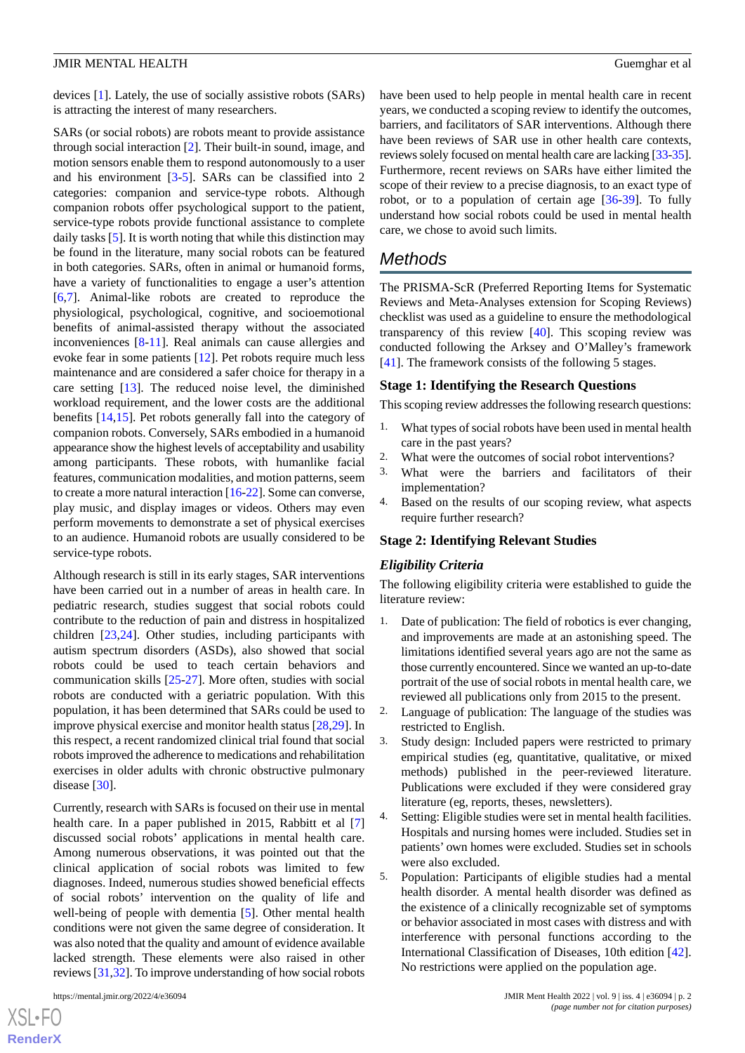devices [1]. Lately, the use of socially assistive robots (SARs) is attracting the interest of many researchers.

SARs (or social robots) are robots meant to provide assistance through social interaction [2]. Their built-in sound, image, and motion sensors enable them to respond autonomously to a user and his environment [3-5]. SARs can be classified into 2 categories: companion and service-type robots. Although companion robots offer psychological support to the patient, service-type robots provide functional assistance to complete daily tasks [5]. It is worth noting that while this distinction may be found in the literature, many social robots can be featured in both categories. SARs, often in animal or humanoid forms, have a variety of functionalities to engage a user's attention [6,7]. Animal-like robots are created to reproduce the physiological, psychological, cognitive, and socioemotional benefits of animal-assisted therapy without the associated inconveniences [8-11]. Real animals can cause allergies and evoke fear in some patients [12]. Pet robots require much less maintenance and are considered a safer choice for therapy in a care setting [13]. The reduced noise level, the diminished workload requirement, and the lower costs are the additional benefits [14,15]. Pet robots generally fall into the category of companion robots. Conversely, SARs embodied in a humanoid appearance show the highest levels of acceptability and usability among participants. These robots, with humanlike facial features, communication modalities, and motion patterns, seem to create a more natural interaction [16-22]. Some can converse, play music, and display images or videos. Others may even perform movements to demonstrate a set of physical exercises to an audience. Humanoid robots are usually considered to be service-type robots.

Although research is still in its early stages, SAR interventions have been carried out in a number of areas in health care. In pediatric research, studies suggest that social robots could contribute to the reduction of pain and distress in hospitalized children [23,24]. Other studies, including participants with autism spectrum disorders (ASDs), also showed that social robots could be used to teach certain behaviors and communication skills [25-27]. More often, studies with social robots are conducted with a geriatric population. With this population, it has been determined that SARs could be used to improve physical exercise and monitor health status [28,29]. In this respect, a recent randomized clinical trial found that social robots improved the adherence to medications and rehabilitation exercises in older adults with chronic obstructive pulmonary disease [30].

Currently, research with SARs is focused on their use in mental health care. In a paper published in 2015, Rabbitt et al [7] discussed social robots' applications in mental health care. Among numerous observations, it was pointed out that the clinical application of social robots was limited to few diagnoses. Indeed, numerous studies showed beneficial effects of social robots' intervention on the quality of life and well-being of people with dementia [5]. Other mental health conditions were not given the same degree of consideration. It was also noted that the quality and amount of evidence available lacked strength. These elements were also raised in other reviews [31,32]. To improve understanding of how social robots have been used to help people in mental health care in recent years, we conducted a scoping review to identify the outcomes, barriers, and facilitators of SAR interventions. Although there have been reviews of SAR use in other health care contexts, reviews solely focused on mental health care are lacking [33-35]. Furthermore, recent reviews on SARs have either limited the scope of their review to a precise diagnosis, to an exact type of robot, or to a population of certain age [36-39]. To fully understand how social robots could be used in mental health care, we chose to avoid such limits.

## Methods

The PRISMA-ScR (Preferred Reporting Items for Systematic Reviews and Meta-Analyses extension for Scoping Reviews) checklist was used as a guideline to ensure the methodological transparency of this review [40]. This scoping review was conducted following the Arksey and O'Malley's framework [41]. The framework consists of the following 5 stages.

### Stage 1: Identifying the Research Questions

This scoping review addresses the following research questions:

1. What types of social robots have been used in mental health care in the past years?
2. What were the outcomes of social robot interventions?
3. What were the barriers and facilitators of their implementation?
4. Based on the results of our scoping review, what aspects require further research?

### Stage 2: Identifying Relevant Studies

#### *Eligibility Criteria*

The following eligibility criteria were established to guide the literature review:

1. Date of publication: The field of robotics is ever changing, and improvements are made at an astonishing speed. The limitations identified several years ago are not the same as those currently encountered. Since we wanted an up-to-date portrait of the use of social robots in mental health care, we reviewed all publications only from 2015 to the present.
2. Language of publication: The language of the studies was restricted to English.
3. Study design: Included papers were restricted to primary empirical studies (eg, quantitative, qualitative, or mixed methods) published in the peer-reviewed literature. Publications were excluded if they were considered gray literature (eg, reports, theses, newsletters).
4. Setting: Eligible studies were set in mental health facilities. Hospitals and nursing homes were included. Studies set in patients' own homes were excluded. Studies set in schools were also excluded.
5. Population: Participants of eligible studies had a mental health disorder. A mental health disorder was defined as the existence of a clinically recognizable set of symptoms or behavior associated in most cases with distress and with interference with personal functions according to the International Classification of Diseases, 10th edition [42]. No restrictions were applied on the population age.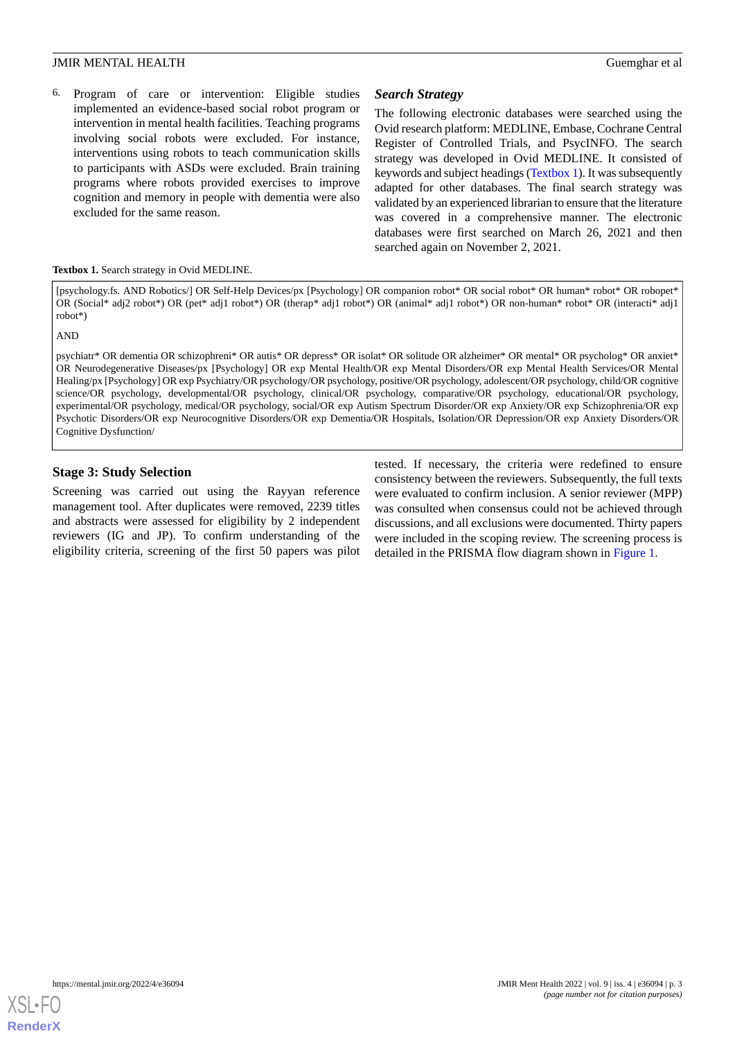6. Program of care or intervention: Eligible studies implemented an evidence-based social robot program or intervention in mental health facilities. Teaching programs involving social robots were excluded. For instance, interventions using robots to teach communication skills to participants with ASDs were excluded. Brain training programs where robots provided exercises to improve cognition and memory in people with dementia were also excluded for the same reason.

### *Search Strategy*

The following electronic databases were searched using the Ovid research platform: MEDLINE, Embase, Cochrane Central Register of Controlled Trials, and PsycINFO. The search strategy was developed in Ovid MEDLINE. It consisted of keywords and subject headings (Textbox 1). It was subsequently adapted for other databases. The final search strategy was validated by an experienced librarian to ensure that the literature was covered in a comprehensive manner. The electronic databases were first searched on March 26, 2021 and then searched again on November 2, 2021.

**Textbox 1.** Search strategy in Ovid MEDLINE.

[psychology.fs. AND Robotics/] OR Self-Help Devices/px [Psychology] OR companion robot* OR social robot* OR human* robot* OR robopet* OR (Social* adj2 robot*) OR (pet* adj1 robot*) OR (therap* adj1 robot*) OR (animal* adj1 robot*) OR non-human* robot* OR (interacti* adj1 robot*)

AND

psychiatr* OR dementia OR schizophreni* OR autis* OR depress* OR isolat* OR solitude OR alzheimer* OR mental* OR psycholog* OR anxiet* OR Neurodegenerative Diseases/px [Psychology] OR exp Mental Health/OR exp Mental Disorders/OR exp Mental Health Services/OR Mental Healing/px [Psychology] OR exp Psychiatry/OR psychology/OR psychology, positive/OR psychology, adolescent/OR psychology, child/OR cognitive science/OR psychology, developmental/OR psychology, clinical/OR psychology, comparative/OR psychology, educational/OR psychology, experimental/OR psychology, medical/OR psychology, social/OR exp Autism Spectrum Disorder/OR exp Anxiety/OR exp Schizophrenia/OR exp Psychotic Disorders/OR exp Neurocognitive Disorders/OR exp Dementia/OR Hospitals, Isolation/OR Depression/OR exp Anxiety Disorders/OR Cognitive Dysfunction/

### Stage 3: Study Selection

Screening was carried out using the Rayyan reference management tool. After duplicates were removed, 2239 titles and abstracts were assessed for eligibility by 2 independent reviewers (IG and JP). To confirm understanding of the eligibility criteria, screening of the first 50 papers was pilot tested. If necessary, the criteria were redefined to ensure consistency between the reviewers. Subsequently, the full texts were evaluated to confirm inclusion. A senior reviewer (MPP) was consulted when consensus could not be achieved through discussions, and all exclusions were documented. Thirty papers were included in the scoping review. The screening process is detailed in the PRISMA flow diagram shown in Figure 1.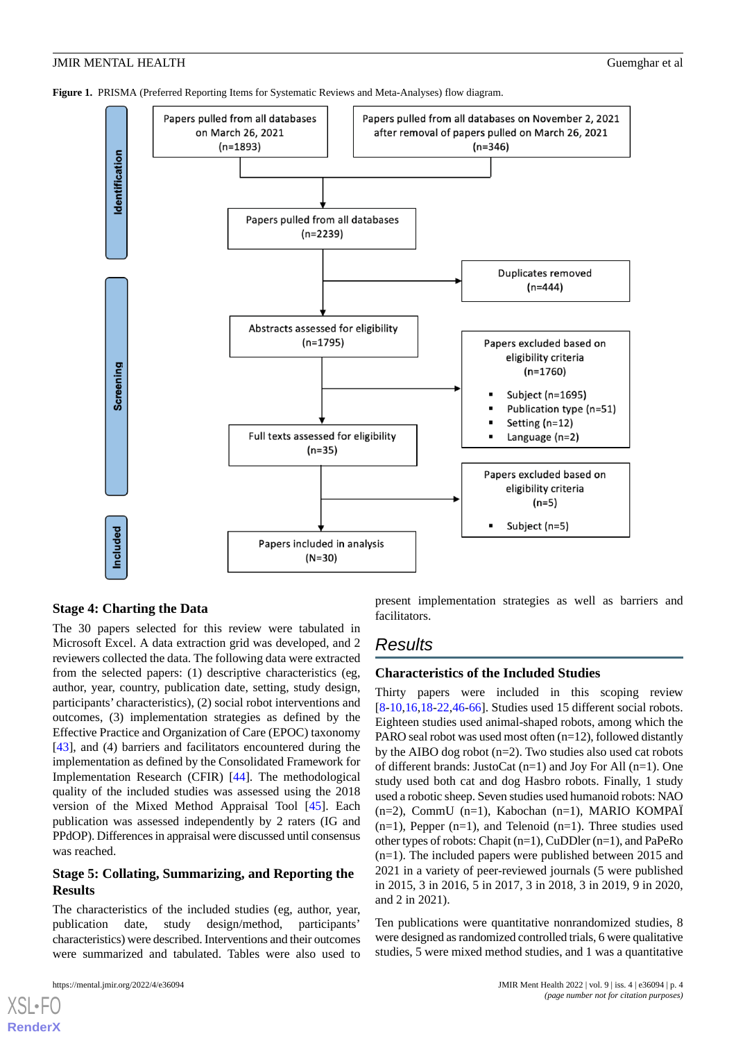**Figure 1.** PRISMA (Preferred Reporting Items for Systematic Reviews and Meta-Analyses) flow diagram.

**Identification**

- Papers pulled from all databases on March 26, 2021 (n=1893)
- Papers pulled from all databases on November 2, 2021 after removal of papers pulled on March 26, 2021 (n=346)
- Papers pulled from all databases (n=2239)
- Duplicates removed (n=444)

**Screening**

- Abstracts assessed for eligibility (n=1795)
- Papers excluded based on eligibility criteria (n=1760)
  - Subject (n=1695)
  - Publication type (n=51)
  - Setting (n=12)
  - Language (n=2)
- Full texts assessed for eligibility (n=35)
- Papers excluded based on eligibility criteria (n=5)
  - Subject (n=5)

**Included**

- Papers included in analysis (N=30)

### Stage 4: Charting the Data

The 30 papers selected for this review were tabulated in Microsoft Excel. A data extraction grid was developed, and 2 reviewers collected the data. The following data were extracted from the selected papers: (1) descriptive characteristics (eg, author, year, country, publication date, setting, study design, participants' characteristics), (2) social robot interventions and outcomes, (3) implementation strategies as defined by the Effective Practice and Organization of Care (EPOC) taxonomy [43], and (4) barriers and facilitators encountered during the implementation as defined by the Consolidated Framework for Implementation Research (CFIR) [44]. The methodological quality of the included studies was assessed using the 2018 version of the Mixed Method Appraisal Tool [45]. Each publication was assessed independently by 2 raters (IG and PPdOP). Differences in appraisal were discussed until consensus was reached.

### Stage 5: Collating, Summarizing, and Reporting the Results

The characteristics of the included studies (eg, author, year, publication date, study design/method, participants' characteristics) were described. Interventions and their outcomes were summarized and tabulated. Tables were also used to present implementation strategies as well as barriers and facilitators.

## Results

### Characteristics of the Included Studies

Thirty papers were included in this scoping review [8-10,16,18-22,46-66]. Studies used 15 different social robots. Eighteen studies used animal-shaped robots, among which the PARO seal robot was used most often (n=12), followed distantly by the AIBO dog robot (n=2). Two studies also used cat robots of different brands: JustoCat (n=1) and Joy For All (n=1). One study used both cat and dog Hasbro robots. Finally, 1 study used a robotic sheep. Seven studies used humanoid robots: NAO (n=2), CommU (n=1), Kabochan (n=1), MARIO KOMPAÏ (n=1), Pepper (n=1), and Telenoid (n=1). Three studies used other types of robots: Chapit (n=1), CuDDler (n=1), and PaPeRo (n=1). The included papers were published between 2015 and 2021 in a variety of peer-reviewed journals (5 were published in 2015, 3 in 2016, 5 in 2017, 3 in 2018, 3 in 2019, 9 in 2020, and 2 in 2021).

Ten publications were quantitative nonrandomized studies, 8 were designed as randomized controlled trials, 6 were qualitative studies, 5 were mixed method studies, and 1 was a quantitative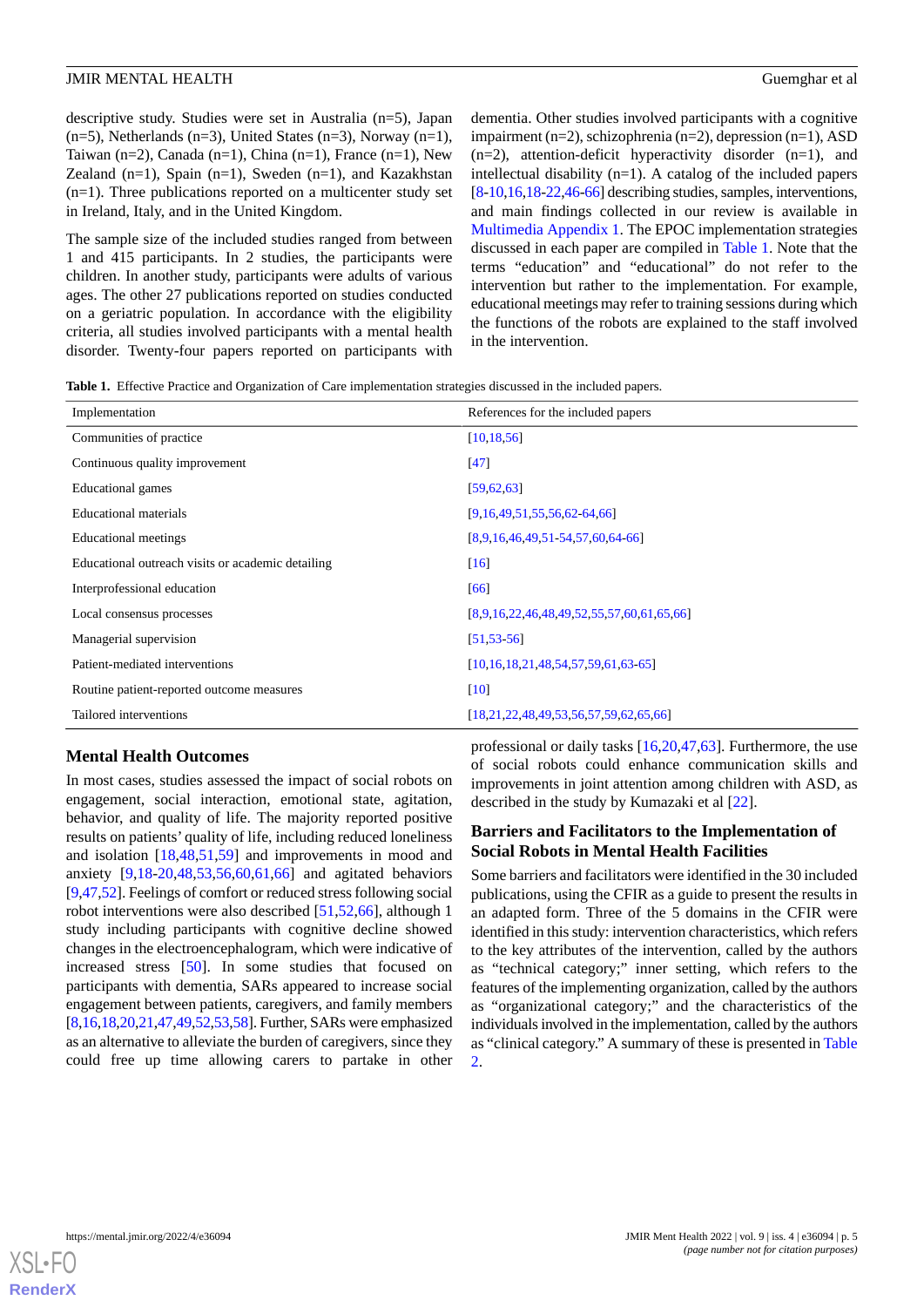descriptive study. Studies were set in Australia (n=5), Japan (n=5), Netherlands (n=3), United States (n=3), Norway (n=1), Taiwan (n=2), Canada (n=1), China (n=1), France (n=1), New Zealand (n=1), Spain (n=1), Sweden (n=1), and Kazakhstan (n=1). Three publications reported on a multicenter study set in Ireland, Italy, and in the United Kingdom.

The sample size of the included studies ranged from between 1 and 415 participants. In 2 studies, the participants were children. In another study, participants were adults of various ages. The other 27 publications reported on studies conducted on a geriatric population. In accordance with the eligibility criteria, all studies involved participants with a mental health disorder. Twenty-four papers reported on participants with dementia. Other studies involved participants with a cognitive impairment (n=2), schizophrenia (n=2), depression (n=1), ASD (n=2), attention-deficit hyperactivity disorder (n=1), and intellectual disability (n=1). A catalog of the included papers [8-10,16,18-22,46-66] describing studies, samples, interventions, and main findings collected in our review is available in Multimedia Appendix 1. The EPOC implementation strategies discussed in each paper are compiled in Table 1. Note that the terms "education" and "educational" do not refer to the intervention but rather to the implementation. For example, educational meetings may refer to training sessions during which the functions of the robots are explained to the staff involved in the intervention.

**Table 1.** Effective Practice and Organization of Care implementation strategies discussed in the included papers.

| Implementation | References for the included papers |
|---|---|
| Communities of practice | [10,18,56] |
| Continuous quality improvement | [47] |
| Educational games | [59,62,63] |
| Educational materials | [9,16,49,51,55,56,62-64,66] |
| Educational meetings | [8,9,16,46,49,51-54,57,60,64-66] |
| Educational outreach visits or academic detailing | [16] |
| Interprofessional education | [66] |
| Local consensus processes | [8,9,16,22,46,48,49,52,55,57,60,61,65,66] |
| Managerial supervision | [51,53-56] |
| Patient-mediated interventions | [10,16,18,21,48,54,57,59,61,63-65] |
| Routine patient-reported outcome measures | [10] |
| Tailored interventions | [18,21,22,48,49,53,56,57,59,62,65,66] |

## Mental Health Outcomes

In most cases, studies assessed the impact of social robots on engagement, social interaction, emotional state, agitation, behavior, and quality of life. The majority reported positive results on patients' quality of life, including reduced loneliness and isolation [18,48,51,59] and improvements in mood and anxiety [9,18-20,48,53,56,60,61,66] and agitated behaviors [9,47,52]. Feelings of comfort or reduced stress following social robot interventions were also described [51,52,66], although 1 study including participants with cognitive decline showed changes in the electroencephalogram, which were indicative of increased stress [50]. In some studies that focused on participants with dementia, SARs appeared to increase social engagement between patients, caregivers, and family members [8,16,18,20,21,47,49,52,53,58]. Further, SARs were emphasized as an alternative to alleviate the burden of caregivers, since they could free up time allowing carers to partake in other professional or daily tasks [16,20,47,63]. Furthermore, the use of social robots could enhance communication skills and improvements in joint attention among children with ASD, as described in the study by Kumazaki et al [22].

## Barriers and Facilitators to the Implementation of Social Robots in Mental Health Facilities

Some barriers and facilitators were identified in the 30 included publications, using the CFIR as a guide to present the results in an adapted form. Three of the 5 domains in the CFIR were identified in this study: intervention characteristics, which refers to the key attributes of the intervention, called by the authors as "technical category;" inner setting, which refers to the features of the implementing organization, called by the authors as "organizational category;" and the characteristics of the individuals involved in the implementation, called by the authors as "clinical category." A summary of these is presented in Table 2.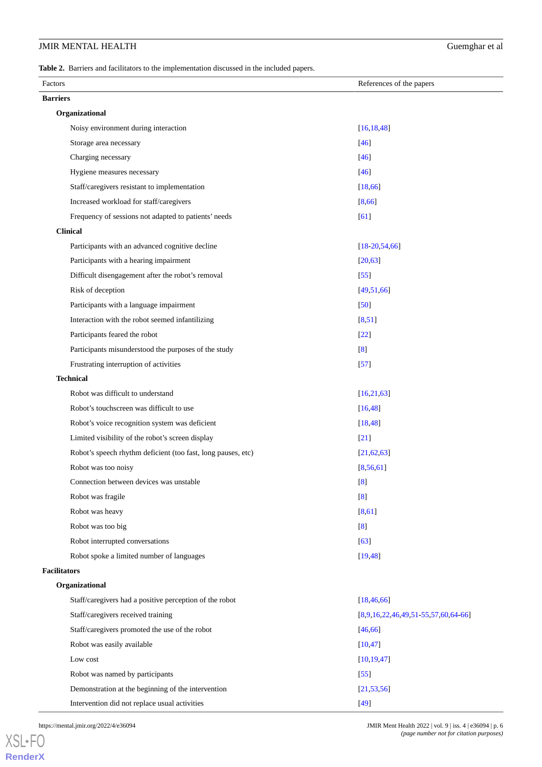**Table 2.** Barriers and facilitators to the implementation discussed in the included papers.

| Factors | References of the papers |
| --- | --- |
| **Barriers** | |
| **Organizational** | |
| Noisy environment during interaction | [16,18,48] |
| Storage area necessary | [46] |
| Charging necessary | [46] |
| Hygiene measures necessary | [46] |
| Staff/caregivers resistant to implementation | [18,66] |
| Increased workload for staff/caregivers | [8,66] |
| Frequency of sessions not adapted to patients' needs | [61] |
| **Clinical** | |
| Participants with an advanced cognitive decline | [18-20,54,66] |
| Participants with a hearing impairment | [20,63] |
| Difficult disengagement after the robot's removal | [55] |
| Risk of deception | [49,51,66] |
| Participants with a language impairment | [50] |
| Interaction with the robot seemed infantilizing | [8,51] |
| Participants feared the robot | [22] |
| Participants misunderstood the purposes of the study | [8] |
| Frustrating interruption of activities | [57] |
| **Technical** | |
| Robot was difficult to understand | [16,21,63] |
| Robot's touchscreen was difficult to use | [16,48] |
| Robot's voice recognition system was deficient | [18,48] |
| Limited visibility of the robot's screen display | [21] |
| Robot's speech rhythm deficient (too fast, long pauses, etc) | [21,62,63] |
| Robot was too noisy | [8,56,61] |
| Connection between devices was unstable | [8] |
| Robot was fragile | [8] |
| Robot was heavy | [8,61] |
| Robot was too big | [8] |
| Robot interrupted conversations | [63] |
| Robot spoke a limited number of languages | [19,48] |
| **Facilitators** | |
| **Organizational** | |
| Staff/caregivers had a positive perception of the robot | [18,46,66] |
| Staff/caregivers received training | [8,9,16,22,46,49,51-55,57,60,64-66] |
| Staff/caregivers promoted the use of the robot | [46,66] |
| Robot was easily available | [10,47] |
| Low cost | [10,19,47] |
| Robot was named by participants | [55] |
| Demonstration at the beginning of the intervention | [21,53,56] |
| Intervention did not replace usual activities | [49] |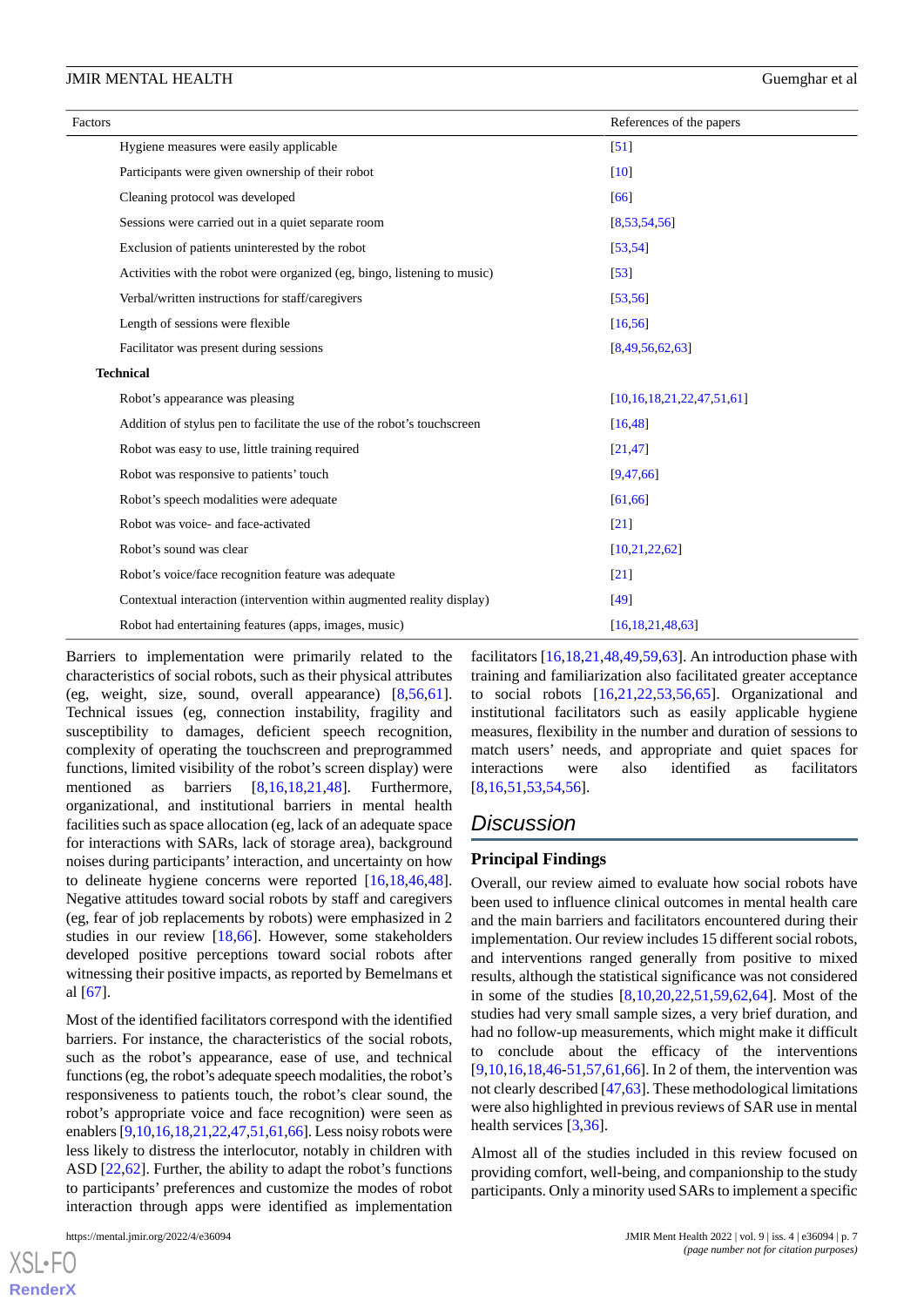| Factors | References of the papers |
|---|---|
| Hygiene measures were easily applicable | [51] |
| Participants were given ownership of their robot | [10] |
| Cleaning protocol was developed | [66] |
| Sessions were carried out in a quiet separate room | [8,53,54,56] |
| Exclusion of patients uninterested by the robot | [53,54] |
| Activities with the robot were organized (eg, bingo, listening to music) | [53] |
| Verbal/written instructions for staff/caregivers | [53,56] |
| Length of sessions were flexible | [16,56] |
| Facilitator was present during sessions | [8,49,56,62,63] |
| **Technical** | |
| Robot’s appearance was pleasing | [10,16,18,21,22,47,51,61] |
| Addition of stylus pen to facilitate the use of the robot’s touchscreen | [16,48] |
| Robot was easy to use, little training required | [21,47] |
| Robot was responsive to patients’ touch | [9,47,66] |
| Robot’s speech modalities were adequate | [61,66] |
| Robot was voice- and face-activated | [21] |
| Robot’s sound was clear | [10,21,22,62] |
| Robot’s voice/face recognition feature was adequate | [21] |
| Contextual interaction (intervention within augmented reality display) | [49] |
| Robot had entertaining features (apps, images, music) | [16,18,21,48,63] |

Barriers to implementation were primarily related to the characteristics of social robots, such as their physical attributes (eg, weight, size, sound, overall appearance) [8,56,61]. Technical issues (eg, connection instability, fragility and susceptibility to damages, deficient speech recognition, complexity of operating the touchscreen and preprogrammed functions, limited visibility of the robot’s screen display) were mentioned as barriers [8,16,18,21,48]. Furthermore, organizational, and institutional barriers in mental health facilities such as space allocation (eg, lack of an adequate space for interactions with SARs, lack of storage area), background noises during participants’ interaction, and uncertainty on how to delineate hygiene concerns were reported [16,18,46,48]. Negative attitudes toward social robots by staff and caregivers (eg, fear of job replacements by robots) were emphasized in 2 studies in our review [18,66]. However, some stakeholders developed positive perceptions toward social robots after witnessing their positive impacts, as reported by Bemelmans et al [67].

Most of the identified facilitators correspond with the identified barriers. For instance, the characteristics of the social robots, such as the robot’s appearance, ease of use, and technical functions (eg, the robot’s adequate speech modalities, the robot’s responsiveness to patients touch, the robot’s clear sound, the robot’s appropriate voice and face recognition) were seen as enablers [9,10,16,18,21,22,47,51,61,66]. Less noisy robots were less likely to distress the interlocutor, notably in children with ASD [22,62]. Further, the ability to adapt the robot’s functions to participants’ preferences and customize the modes of robot interaction through apps were identified as implementation facilitators [16,18,21,48,49,59,63]. An introduction phase with training and familiarization also facilitated greater acceptance to social robots [16,21,22,53,56,65]. Organizational and institutional facilitators such as easily applicable hygiene measures, flexibility in the number and duration of sessions to match users’ needs, and appropriate and quiet spaces for interactions were also identified as facilitators [8,16,51,53,54,56].

## Discussion

### Principal Findings

Overall, our review aimed to evaluate how social robots have been used to influence clinical outcomes in mental health care and the main barriers and facilitators encountered during their implementation. Our review includes 15 different social robots, and interventions ranged generally from positive to mixed results, although the statistical significance was not considered in some of the studies [8,10,20,22,51,59,62,64]. Most of the studies had very small sample sizes, a very brief duration, and had no follow-up measurements, which might make it difficult to conclude about the efficacy of the interventions [9,10,16,18,46-51,57,61,66]. In 2 of them, the intervention was not clearly described [47,63]. These methodological limitations were also highlighted in previous reviews of SAR use in mental health services [3,36].

Almost all of the studies included in this review focused on providing comfort, well-being, and companionship to the study participants. Only a minority used SARs to implement a specific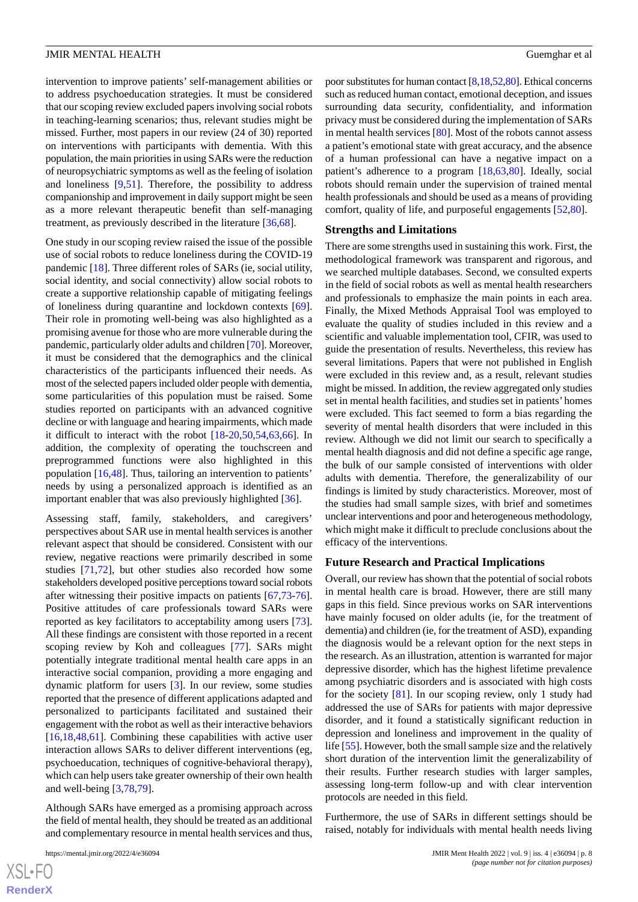intervention to improve patients' self-management abilities or to address psychoeducation strategies. It must be considered that our scoping review excluded papers involving social robots in teaching-learning scenarios; thus, relevant studies might be missed. Further, most papers in our review (24 of 30) reported on interventions with participants with dementia. With this population, the main priorities in using SARs were the reduction of neuropsychiatric symptoms as well as the feeling of isolation and loneliness [9,51]. Therefore, the possibility to address companionship and improvement in daily support might be seen as a more relevant therapeutic benefit than self-managing treatment, as previously described in the literature [36,68].

One study in our scoping review raised the issue of the possible use of social robots to reduce loneliness during the COVID-19 pandemic [18]. Three different roles of SARs (ie, social utility, social identity, and social connectivity) allow social robots to create a supportive relationship capable of mitigating feelings of loneliness during quarantine and lockdown contexts [69]. Their role in promoting well-being was also highlighted as a promising avenue for those who are more vulnerable during the pandemic, particularly older adults and children [70]. Moreover, it must be considered that the demographics and the clinical characteristics of the participants influenced their needs. As most of the selected papers included older people with dementia, some particularities of this population must be raised. Some studies reported on participants with an advanced cognitive decline or with language and hearing impairments, which made it difficult to interact with the robot [18-20,50,54,63,66]. In addition, the complexity of operating the touchscreen and preprogrammed functions were also highlighted in this population [16,48]. Thus, tailoring an intervention to patients' needs by using a personalized approach is identified as an important enabler that was also previously highlighted [36].

Assessing staff, family, stakeholders, and caregivers' perspectives about SAR use in mental health services is another relevant aspect that should be considered. Consistent with our review, negative reactions were primarily described in some studies [71,72], but other studies also recorded how some stakeholders developed positive perceptions toward social robots after witnessing their positive impacts on patients [67,73-76]. Positive attitudes of care professionals toward SARs were reported as key facilitators to acceptability among users [73]. All these findings are consistent with those reported in a recent scoping review by Koh and colleagues [77]. SARs might potentially integrate traditional mental health care apps in an interactive social companion, providing a more engaging and dynamic platform for users [3]. In our review, some studies reported that the presence of different applications adapted and personalized to participants facilitated and sustained their engagement with the robot as well as their interactive behaviors [16,18,48,61]. Combining these capabilities with active user interaction allows SARs to deliver different interventions (eg, psychoeducation, techniques of cognitive-behavioral therapy), which can help users take greater ownership of their own health and well-being [3,78,79].

Although SARs have emerged as a promising approach across the field of mental health, they should be treated as an additional and complementary resource in mental health services and thus, poor substitutes for human contact [8,18,52,80]. Ethical concerns such as reduced human contact, emotional deception, and issues surrounding data security, confidentiality, and information privacy must be considered during the implementation of SARs in mental health services [80]. Most of the robots cannot assess a patient's emotional state with great accuracy, and the absence of a human professional can have a negative impact on a patient's adherence to a program [18,63,80]. Ideally, social robots should remain under the supervision of trained mental health professionals and should be used as a means of providing comfort, quality of life, and purposeful engagements [52,80].

### Strengths and Limitations

There are some strengths used in sustaining this work. First, the methodological framework was transparent and rigorous, and we searched multiple databases. Second, we consulted experts in the field of social robots as well as mental health researchers and professionals to emphasize the main points in each area. Finally, the Mixed Methods Appraisal Tool was employed to evaluate the quality of studies included in this review and a scientific and valuable implementation tool, CFIR, was used to guide the presentation of results. Nevertheless, this review has several limitations. Papers that were not published in English were excluded in this review and, as a result, relevant studies might be missed. In addition, the review aggregated only studies set in mental health facilities, and studies set in patients' homes were excluded. This fact seemed to form a bias regarding the severity of mental health disorders that were included in this review. Although we did not limit our search to specifically a mental health diagnosis and did not define a specific age range, the bulk of our sample consisted of interventions with older adults with dementia. Therefore, the generalizability of our findings is limited by study characteristics. Moreover, most of the studies had small sample sizes, with brief and sometimes unclear interventions and poor and heterogeneous methodology, which might make it difficult to preclude conclusions about the efficacy of the interventions.

### Future Research and Practical Implications

Overall, our review has shown that the potential of social robots in mental health care is broad. However, there are still many gaps in this field. Since previous works on SAR interventions have mainly focused on older adults (ie, for the treatment of dementia) and children (ie, for the treatment of ASD), expanding the diagnosis would be a relevant option for the next steps in the research. As an illustration, attention is warranted for major depressive disorder, which has the highest lifetime prevalence among psychiatric disorders and is associated with high costs for the society [81]. In our scoping review, only 1 study had addressed the use of SARs for patients with major depressive disorder, and it found a statistically significant reduction in depression and loneliness and improvement in the quality of life [55]. However, both the small sample size and the relatively short duration of the intervention limit the generalizability of their results. Further research studies with larger samples, assessing long-term follow-up and with clear intervention protocols are needed in this field.

Furthermore, the use of SARs in different settings should be raised, notably for individuals with mental health needs living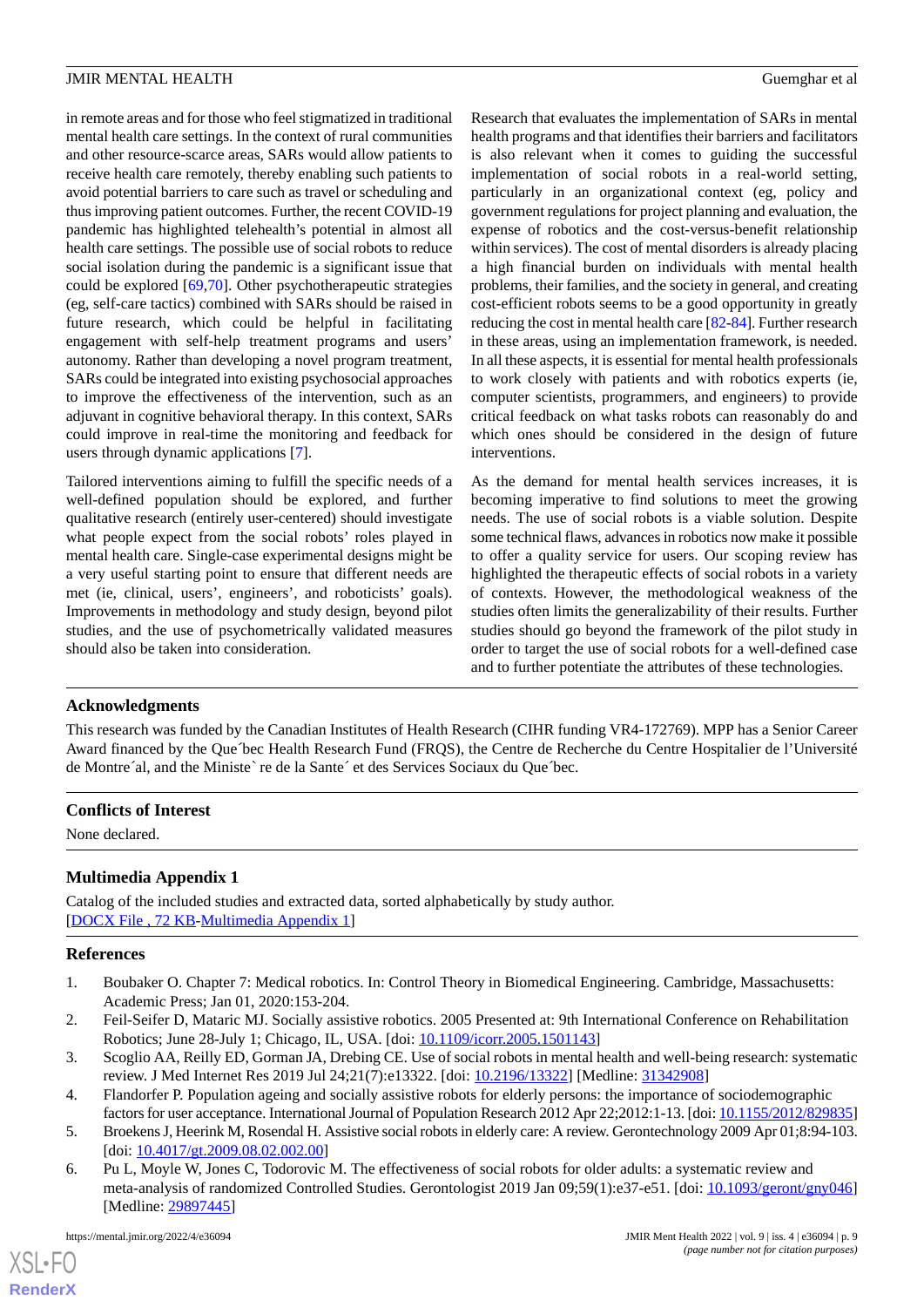in remote areas and for those who feel stigmatized in traditional mental health care settings. In the context of rural communities and other resource-scarce areas, SARs would allow patients to receive health care remotely, thereby enabling such patients to avoid potential barriers to care such as travel or scheduling and thus improving patient outcomes. Further, the recent COVID-19 pandemic has highlighted telehealth's potential in almost all health care settings. The possible use of social robots to reduce social isolation during the pandemic is a significant issue that could be explored [69,70]. Other psychotherapeutic strategies (eg, self-care tactics) combined with SARs should be raised in future research, which could be helpful in facilitating engagement with self-help treatment programs and users' autonomy. Rather than developing a novel program treatment, SARs could be integrated into existing psychosocial approaches to improve the effectiveness of the intervention, such as an adjuvant in cognitive behavioral therapy. In this context, SARs could improve in real-time the monitoring and feedback for users through dynamic applications [7].

Tailored interventions aiming to fulfill the specific needs of a well-defined population should be explored, and further qualitative research (entirely user-centered) should investigate what people expect from the social robots' roles played in mental health care. Single-case experimental designs might be a very useful starting point to ensure that different needs are met (ie, clinical, users', engineers', and roboticists' goals). Improvements in methodology and study design, beyond pilot studies, and the use of psychometrically validated measures should also be taken into consideration.

Research that evaluates the implementation of SARs in mental health programs and that identifies their barriers and facilitators is also relevant when it comes to guiding the successful implementation of social robots in a real-world setting, particularly in an organizational context (eg, policy and government regulations for project planning and evaluation, the expense of robotics and the cost-versus-benefit relationship within services). The cost of mental disorders is already placing a high financial burden on individuals with mental health problems, their families, and the society in general, and creating cost-efficient robots seems to be a good opportunity in greatly reducing the cost in mental health care [82-84]. Further research in these areas, using an implementation framework, is needed. In all these aspects, it is essential for mental health professionals to work closely with patients and with robotics experts (ie, computer scientists, programmers, and engineers) to provide critical feedback on what tasks robots can reasonably do and which ones should be considered in the design of future interventions.

As the demand for mental health services increases, it is becoming imperative to find solutions to meet the growing needs. The use of social robots is a viable solution. Despite some technical flaws, advances in robotics now make it possible to offer a quality service for users. Our scoping review has highlighted the therapeutic effects of social robots in a variety of contexts. However, the methodological weakness of the studies often limits the generalizability of their results. Further studies should go beyond the framework of the pilot study in order to target the use of social robots for a well-defined case and to further potentiate the attributes of these technologies.

## Acknowledgments

This research was funded by the Canadian Institutes of Health Research (CIHR funding VR4-172769). MPP has a Senior Career Award financed by the Québec Health Research Fund (FRQS), the Centre de Recherche du Centre Hospitalier de l'Université de Montréal, and the Ministère de la Santé et des Services Sociaux du Québec.

## Conflicts of Interest

None declared.

## Multimedia Appendix 1

Catalog of the included studies and extracted data, sorted alphabetically by study author.
[DOCX File , 72 KB-Multimedia Appendix 1]

## References

1. Boubaker O. Chapter 7: Medical robotics. In: Control Theory in Biomedical Engineering. Cambridge, Massachusetts: Academic Press; Jan 01, 2020:153-204.
2. Feil-Seifer D, Mataric MJ. Socially assistive robotics. 2005 Presented at: 9th International Conference on Rehabilitation Robotics; June 28-July 1; Chicago, IL, USA. [doi: 10.1109/icorr.2005.1501143]
3. Scoglio AA, Reilly ED, Gorman JA, Drebing CE. Use of social robots in mental health and well-being research: systematic review. J Med Internet Res 2019 Jul 24;21(7):e13322. [doi: 10.2196/13322] [Medline: 31342908]
4. Flandorfer P. Population ageing and socially assistive robots for elderly persons: the importance of sociodemographic factors for user acceptance. International Journal of Population Research 2012 Apr 22;2012:1-13. [doi: 10.1155/2012/829835]
5. Broekens J, Heerink M, Rosendal H. Assistive social robots in elderly care: A review. Gerontechnology 2009 Apr 01;8:94-103. [doi: 10.4017/gt.2009.08.02.002.00]
6. Pu L, Moyle W, Jones C, Todorovic M. The effectiveness of social robots for older adults: a systematic review and meta-analysis of randomized Controlled Studies. Gerontologist 2019 Jan 09;59(1):e37-e51. [doi: 10.1093/geront/gny046] [Medline: 29897445]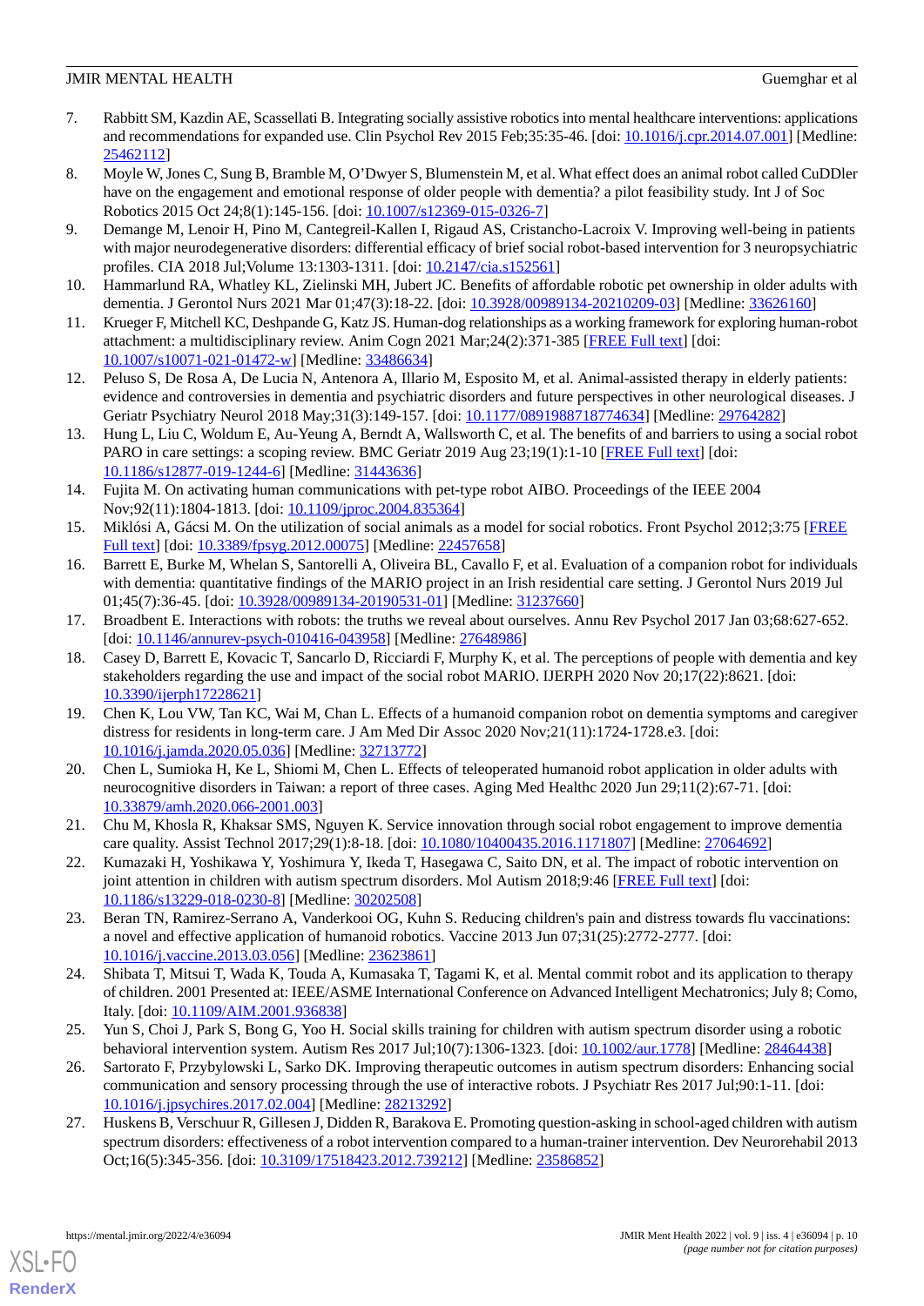7. Rabbitt SM, Kazdin AE, Scassellati B. Integrating socially assistive robotics into mental healthcare interventions: applications and recommendations for expanded use. Clin Psychol Rev 2015 Feb;35:35-46. [doi: 10.1016/j.cpr.2014.07.001] [Medline: 25462112]
8. Moyle W, Jones C, Sung B, Bramble M, O'Dwyer S, Blumenstein M, et al. What effect does an animal robot called CuDDler have on the engagement and emotional response of older people with dementia? a pilot feasibility study. Int J of Soc Robotics 2015 Oct 24;8(1):145-156. [doi: 10.1007/s12369-015-0326-7]
9. Demange M, Lenoir H, Pino M, Cantegreil-Kallen I, Rigaud AS, Cristancho-Lacroix V. Improving well-being in patients with major neurodegenerative disorders: differential efficacy of brief social robot-based intervention for 3 neuropsychiatric profiles. CIA 2018 Jul;Volume 13:1303-1311. [doi: 10.2147/cia.s152561]
10. Hammarlund RA, Whatley KL, Zielinski MH, Jubert JC. Benefits of affordable robotic pet ownership in older adults with dementia. J Gerontol Nurs 2021 Mar 01;47(3):18-22. [doi: 10.3928/00989134-20210209-03] [Medline: 33626160]
11. Krueger F, Mitchell KC, Deshpande G, Katz JS. Human-dog relationships as a working framework for exploring human-robot attachment: a multidisciplinary review. Anim Cogn 2021 Mar;24(2):371-385 [FREE Full text] [doi: 10.1007/s10071-021-01472-w] [Medline: 33486634]
12. Peluso S, De Rosa A, De Lucia N, Antenora A, Illario M, Esposito M, et al. Animal-assisted therapy in elderly patients: evidence and controversies in dementia and psychiatric disorders and future perspectives in other neurological diseases. J Geriatr Psychiatry Neurol 2018 May;31(3):149-157. [doi: 10.1177/0891988718774634] [Medline: 29764282]
13. Hung L, Liu C, Woldum E, Au-Yeung A, Berndt A, Wallsworth C, et al. The benefits of and barriers to using a social robot PARO in care settings: a scoping review. BMC Geriatr 2019 Aug 23;19(1):1-10 [FREE Full text] [doi: 10.1186/s12877-019-1244-6] [Medline: 31443636]
14. Fujita M. On activating human communications with pet-type robot AIBO. Proceedings of the IEEE 2004 Nov;92(11):1804-1813. [doi: 10.1109/jproc.2004.835364]
15. Miklósi A, Gácsi M. On the utilization of social animals as a model for social robotics. Front Psychol 2012;3:75 [FREE Full text] [doi: 10.3389/fpsyg.2012.00075] [Medline: 22457658]
16. Barrett E, Burke M, Whelan S, Santorelli A, Oliveira BL, Cavallo F, et al. Evaluation of a companion robot for individuals with dementia: quantitative findings of the MARIO project in an Irish residential care setting. J Gerontol Nurs 2019 Jul 01;45(7):36-45. [doi: 10.3928/00989134-20190531-01] [Medline: 31237660]
17. Broadbent E. Interactions with robots: the truths we reveal about ourselves. Annu Rev Psychol 2017 Jan 03;68:627-652. [doi: 10.1146/annurev-psych-010416-043958] [Medline: 27648986]
18. Casey D, Barrett E, Kovacic T, Sancarlo D, Ricciardi F, Murphy K, et al. The perceptions of people with dementia and key stakeholders regarding the use and impact of the social robot MARIO. IJERPH 2020 Nov 20;17(22):8621. [doi: 10.3390/ijerph17228621]
19. Chen K, Lou VW, Tan KC, Wai M, Chan L. Effects of a humanoid companion robot on dementia symptoms and caregiver distress for residents in long-term care. J Am Med Dir Assoc 2020 Nov;21(11):1724-1728.e3. [doi: 10.1016/j.jamda.2020.05.036] [Medline: 32713772]
20. Chen L, Sumioka H, Ke L, Shiomi M, Chen L. Effects of teleoperated humanoid robot application in older adults with neurocognitive disorders in Taiwan: a report of three cases. Aging Med Healthc 2020 Jun 29;11(2):67-71. [doi: 10.33879/amh.2020.066-2001.003]
21. Chu M, Khosla R, Khaksar SMS, Nguyen K. Service innovation through social robot engagement to improve dementia care quality. Assist Technol 2017;29(1):8-18. [doi: 10.1080/10400435.2016.1171807] [Medline: 27064692]
22. Kumazaki H, Yoshikawa Y, Yoshimura Y, Ikeda T, Hasegawa C, Saito DN, et al. The impact of robotic intervention on joint attention in children with autism spectrum disorders. Mol Autism 2018;9:46 [FREE Full text] [doi: 10.1186/s13229-018-0230-8] [Medline: 30202508]
23. Beran TN, Ramirez-Serrano A, Vanderkooi OG, Kuhn S. Reducing children's pain and distress towards flu vaccinations: a novel and effective application of humanoid robotics. Vaccine 2013 Jun 07;31(25):2772-2777. [doi: 10.1016/j.vaccine.2013.03.056] [Medline: 23623861]
24. Shibata T, Mitsui T, Wada K, Touda A, Kumasaka T, Tagami K, et al. Mental commit robot and its application to therapy of children. 2001 Presented at: IEEE/ASME International Conference on Advanced Intelligent Mechatronics; July 8; Como, Italy. [doi: 10.1109/AIM.2001.936838]
25. Yun S, Choi J, Park S, Bong G, Yoo H. Social skills training for children with autism spectrum disorder using a robotic behavioral intervention system. Autism Res 2017 Jul;10(7):1306-1323. [doi: 10.1002/aur.1778] [Medline: 28464438]
26. Sartorato F, Przybylowski L, Sarko DK. Improving therapeutic outcomes in autism spectrum disorders: Enhancing social communication and sensory processing through the use of interactive robots. J Psychiatr Res 2017 Jul;90:1-11. [doi: 10.1016/j.jpsychires.2017.02.004] [Medline: 28213292]
27. Huskens B, Verschuur R, Gillesen J, Didden R, Barakova E. Promoting question-asking in school-aged children with autism spectrum disorders: effectiveness of a robot intervention compared to a human-trainer intervention. Dev Neurorehabil 2013 Oct;16(5):345-356. [doi: 10.3109/17518423.2012.739212] [Medline: 23586852]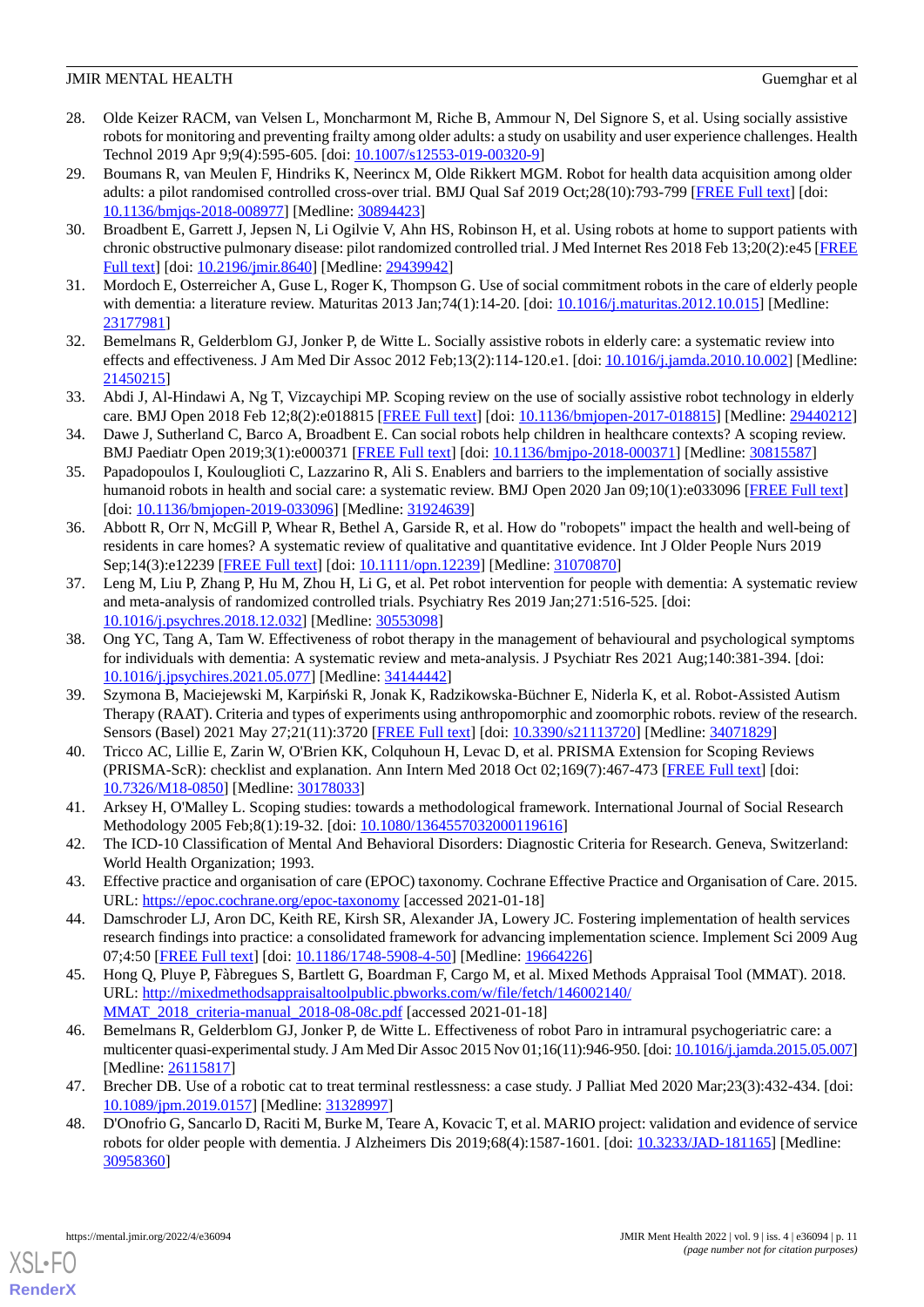28. Olde Keizer RACM, van Velsen L, Moncharmont M, Riche B, Ammour N, Del Signore S, et al. Using socially assistive robots for monitoring and preventing frailty among older adults: a study on usability and user experience challenges. Health Technol 2019 Apr 9;9(4):595-605. [doi: 10.1007/s12553-019-00320-9]
29. Boumans R, van Meulen F, Hindriks K, Neerincx M, Olde Rikkert MGM. Robot for health data acquisition among older adults: a pilot randomised controlled cross-over trial. BMJ Qual Saf 2019 Oct;28(10):793-799 [FREE Full text] [doi: 10.1136/bmjqs-2018-008977] [Medline: 30894423]
30. Broadbent E, Garrett J, Jepsen N, Li Ogilvie V, Ahn HS, Robinson H, et al. Using robots at home to support patients with chronic obstructive pulmonary disease: pilot randomized controlled trial. J Med Internet Res 2018 Feb 13;20(2):e45 [FREE Full text] [doi: 10.2196/jmir.8640] [Medline: 29439942]
31. Mordoch E, Osterreicher A, Guse L, Roger K, Thompson G. Use of social commitment robots in the care of elderly people with dementia: a literature review. Maturitas 2013 Jan;74(1):14-20. [doi: 10.1016/j.maturitas.2012.10.015] [Medline: 23177981]
32. Bemelmans R, Gelderblom GJ, Jonker P, de Witte L. Socially assistive robots in elderly care: a systematic review into effects and effectiveness. J Am Med Dir Assoc 2012 Feb;13(2):114-120.e1. [doi: 10.1016/j.jamda.2010.10.002] [Medline: 21450215]
33. Abdi J, Al-Hindawi A, Ng T, Vizcaychipi MP. Scoping review on the use of socially assistive robot technology in elderly care. BMJ Open 2018 Feb 12;8(2):e018815 [FREE Full text] [doi: 10.1136/bmjopen-2017-018815] [Medline: 29440212]
34. Dawe J, Sutherland C, Barco A, Broadbent E. Can social robots help children in healthcare contexts? A scoping review. BMJ Paediatr Open 2019;3(1):e000371 [FREE Full text] [doi: 10.1136/bmjpo-2018-000371] [Medline: 30815587]
35. Papadopoulos I, Koulouglioti C, Lazzarino R, Ali S. Enablers and barriers to the implementation of socially assistive humanoid robots in health and social care: a systematic review. BMJ Open 2020 Jan 09;10(1):e033096 [FREE Full text] [doi: 10.1136/bmjopen-2019-033096] [Medline: 31924639]
36. Abbott R, Orr N, McGill P, Whear R, Bethel A, Garside R, et al. How do "robopets" impact the health and well-being of residents in care homes? A systematic review of qualitative and quantitative evidence. Int J Older People Nurs 2019 Sep;14(3):e12239 [FREE Full text] [doi: 10.1111/opn.12239] [Medline: 31070870]
37. Leng M, Liu P, Zhang P, Hu M, Zhou H, Li G, et al. Pet robot intervention for people with dementia: A systematic review and meta-analysis of randomized controlled trials. Psychiatry Res 2019 Jan;271:516-525. [doi: 10.1016/j.psychres.2018.12.032] [Medline: 30553098]
38. Ong YC, Tang A, Tam W. Effectiveness of robot therapy in the management of behavioural and psychological symptoms for individuals with dementia: A systematic review and meta-analysis. J Psychiatr Res 2021 Aug;140:381-394. [doi: 10.1016/j.jpsychires.2021.05.077] [Medline: 34144442]
39. Szymona B, Maciejewski M, Karpiński R, Jonak K, Radzikowska-Büchner E, Niderla K, et al. Robot-Assisted Autism Therapy (RAAT). Criteria and types of experiments using anthropomorphic and zoomorphic robots. review of the research. Sensors (Basel) 2021 May 27;21(11):3720 [FREE Full text] [doi: 10.3390/s21113720] [Medline: 34071829]
40. Tricco AC, Lillie E, Zarin W, O'Brien KK, Colquhoun H, Levac D, et al. PRISMA Extension for Scoping Reviews (PRISMA-ScR): checklist and explanation. Ann Intern Med 2018 Oct 02;169(7):467-473 [FREE Full text] [doi: 10.7326/M18-0850] [Medline: 30178033]
41. Arksey H, O'Malley L. Scoping studies: towards a methodological framework. International Journal of Social Research Methodology 2005 Feb;8(1):19-32. [doi: 10.1080/1364557032000119616]
42. The ICD-10 Classification of Mental And Behavioral Disorders: Diagnostic Criteria for Research. Geneva, Switzerland: World Health Organization; 1993.
43. Effective practice and organisation of care (EPOC) taxonomy. Cochrane Effective Practice and Organisation of Care. 2015. URL: https://epoc.cochrane.org/epoc-taxonomy [accessed 2021-01-18]
44. Damschroder LJ, Aron DC, Keith RE, Kirsh SR, Alexander JA, Lowery JC. Fostering implementation of health services research findings into practice: a consolidated framework for advancing implementation science. Implement Sci 2009 Aug 07;4:50 [FREE Full text] [doi: 10.1186/1748-5908-4-50] [Medline: 19664226]
45. Hong Q, Pluye P, Fàbregues S, Bartlett G, Boardman F, Cargo M, et al. Mixed Methods Appraisal Tool (MMAT). 2018. URL: http://mixedmethodsappraisaltoolpublic.pbworks.com/w/file/fetch/146002140/MMAT_2018_criteria-manual_2018-08-08c.pdf [accessed 2021-01-18]
46. Bemelmans R, Gelderblom GJ, Jonker P, de Witte L. Effectiveness of robot Paro in intramural psychogeriatric care: a multicenter quasi-experimental study. J Am Med Dir Assoc 2015 Nov 01;16(11):946-950. [doi: 10.1016/j.jamda.2015.05.007] [Medline: 26115817]
47. Brecher DB. Use of a robotic cat to treat terminal restlessness: a case study. J Palliat Med 2020 Mar;23(3):432-434. [doi: 10.1089/jpm.2019.0157] [Medline: 31328997]
48. D'Onofrio G, Sancarlo D, Raciti M, Burke M, Teare A, Kovacic T, et al. MARIO project: validation and evidence of service robots for older people with dementia. J Alzheimers Dis 2019;68(4):1587-1601. [doi: 10.3233/JAD-181165] [Medline: 30958360]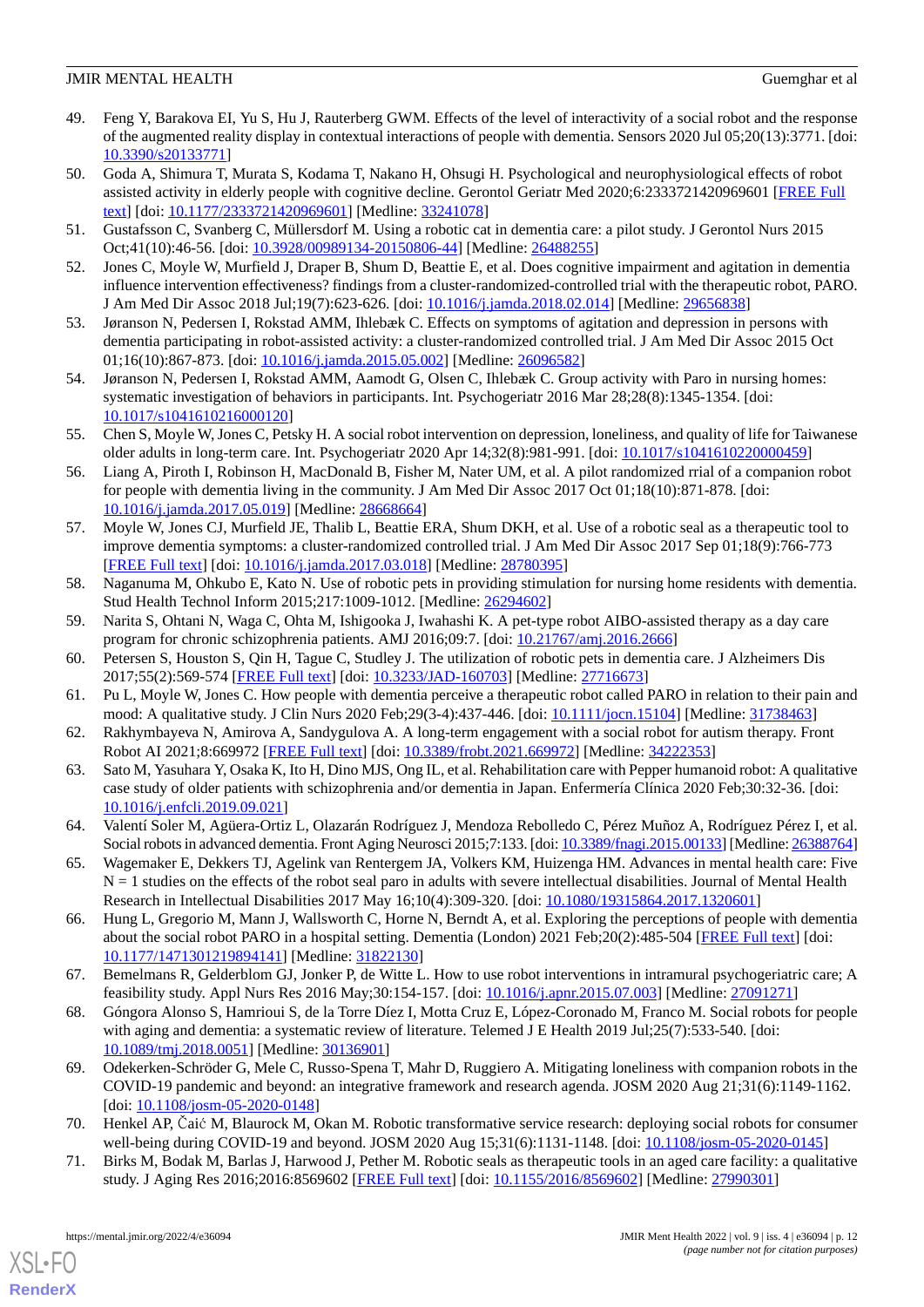49. Feng Y, Barakova EI, Yu S, Hu J, Rauterberg GWM. Effects of the level of interactivity of a social robot and the response of the augmented reality display in contextual interactions of people with dementia. Sensors 2020 Jul 05;20(13):3771. [doi: 10.3390/s20133771]
50. Goda A, Shimura T, Murata S, Kodama T, Nakano H, Ohsugi H. Psychological and neurophysiological effects of robot assisted activity in elderly people with cognitive decline. Gerontol Geriatr Med 2020;6:2333721420969601 [FREE Full text] [doi: 10.1177/2333721420969601] [Medline: 33241078]
51. Gustafsson C, Svanberg C, Müllersdorf M. Using a robotic cat in dementia care: a pilot study. J Gerontol Nurs 2015 Oct;41(10):46-56. [doi: 10.3928/00989134-20150806-44] [Medline: 26488255]
52. Jones C, Moyle W, Murfield J, Draper B, Shum D, Beattie E, et al. Does cognitive impairment and agitation in dementia influence intervention effectiveness? findings from a cluster-randomized-controlled trial with the therapeutic robot, PARO. J Am Med Dir Assoc 2018 Jul;19(7):623-626. [doi: 10.1016/j.jamda.2018.02.014] [Medline: 29656838]
53. Jøranson N, Pedersen I, Rokstad AMM, Ihlebæk C. Effects on symptoms of agitation and depression in persons with dementia participating in robot-assisted activity: a cluster-randomized controlled trial. J Am Med Dir Assoc 2015 Oct 01;16(10):867-873. [doi: 10.1016/j.jamda.2015.05.002] [Medline: 26096582]
54. Jøranson N, Pedersen I, Rokstad AMM, Aamodt G, Olsen C, Ihlebæk C. Group activity with Paro in nursing homes: systematic investigation of behaviors in participants. Int. Psychogeriatr 2016 Mar 28;28(8):1345-1354. [doi: 10.1017/s1041610216000120]
55. Chen S, Moyle W, Jones C, Petsky H. A social robot intervention on depression, loneliness, and quality of life for Taiwanese older adults in long-term care. Int. Psychogeriatr 2020 Apr 14;32(8):981-991. [doi: 10.1017/s1041610220000459]
56. Liang A, Piroth I, Robinson H, MacDonald B, Fisher M, Nater UM, et al. A pilot randomized trial of a companion robot for people with dementia living in the community. J Am Med Dir Assoc 2017 Oct 01;18(10):871-878. [doi: 10.1016/j.jamda.2017.05.019] [Medline: 28668664]
57. Moyle W, Jones CJ, Murfield JE, Thalib L, Beattie ERA, Shum DKH, et al. Use of a robotic seal as a therapeutic tool to improve dementia symptoms: a cluster-randomized controlled trial. J Am Med Dir Assoc 2017 Sep 01;18(9):766-773 [FREE Full text] [doi: 10.1016/j.jamda.2017.03.018] [Medline: 28780395]
58. Naganuma M, Ohkubo E, Kato N. Use of robotic pets in providing stimulation for nursing home residents with dementia. Stud Health Technol Inform 2015;217:1009-1012. [Medline: 26294602]
59. Narita S, Ohtani N, Waga C, Ohta M, Ishigooka J, Iwahashi K. A pet-type robot AIBO-assisted therapy as a day care program for chronic schizophrenia patients. AMJ 2016;09:7. [doi: 10.21767/amj.2016.2666]
60. Petersen S, Houston S, Qin H, Tague C, Studley J. The utilization of robotic pets in dementia care. J Alzheimers Dis 2017;55(2):569-574 [FREE Full text] [doi: 10.3233/JAD-160703] [Medline: 27716673]
61. Pu L, Moyle W, Jones C. How people with dementia perceive a therapeutic robot called PARO in relation to their pain and mood: A qualitative study. J Clin Nurs 2020 Feb;29(3-4):437-446. [doi: 10.1111/jocn.15104] [Medline: 31738463]
62. Rakhymbayeva N, Amirova A, Sandygulova A. A long-term engagement with a social robot for autism therapy. Front Robot AI 2021;8:669972 [FREE Full text] [doi: 10.3389/frobt.2021.669972] [Medline: 34222353]
63. Sato M, Yasuhara Y, Osaka K, Ito H, Dino MJS, Ong IL, et al. Rehabilitation care with Pepper humanoid robot: A qualitative case study of older patients with schizophrenia and/or dementia in Japan. Enfermería Clínica 2020 Feb;30:32-36. [doi: 10.1016/j.enfcli.2019.09.021]
64. Valentí Soler M, Agüera-Ortiz L, Olazarán Rodríguez J, Mendoza Rebolledo C, Pérez Muñoz A, Rodríguez Pérez I, et al. Social robots in advanced dementia. Front Aging Neurosci 2015;7:133. [doi: 10.3389/fnagi.2015.00133] [Medline: 26388764]
65. Wagemaker E, Dekkers TJ, Agelink van Rentergem JA, Volkers KM, Huizenga HM. Advances in mental health care: Five N = 1 studies on the effects of the robot seal paro in adults with severe intellectual disabilities. Journal of Mental Health Research in Intellectual Disabilities 2017 May 16;10(4):309-320. [doi: 10.1080/19315864.2017.1320601]
66. Hung L, Gregorio M, Mann J, Wallsworth C, Horne N, Berndt A, et al. Exploring the perceptions of people with dementia about the social robot PARO in a hospital setting. Dementia (London) 2021 Feb;20(2):485-504 [FREE Full text] [doi: 10.1177/1471301219894141] [Medline: 31822130]
67. Bemelmans R, Gelderblom GJ, Jonker P, de Witte L. How to use robot interventions in intramural psychogeriatric care; A feasibility study. Appl Nurs Res 2016 May;30:154-157. [doi: 10.1016/j.apnr.2015.07.003] [Medline: 27091271]
68. Góngora Alonso S, Hamrioui S, de la Torre Díez I, Motta Cruz E, López-Coronado M, Franco M. Social robots for people with aging and dementia: a systematic review of literature. Telemed J E Health 2019 Jul;25(7):533-540. [doi: 10.1089/tmj.2018.0051] [Medline: 30136901]
69. Odekerken-Schröder G, Mele C, Russo-Spena T, Mahr D, Ruggiero A. Mitigating loneliness with companion robots in the COVID-19 pandemic and beyond: an integrative framework and research agenda. JOSM 2020 Aug 21;31(6):1149-1162. [doi: 10.1108/josm-05-2020-0148]
70. Henkel AP, Čaić M, Blaurock M, Okan M. Robotic transformative service research: deploying social robots for consumer well-being during COVID-19 and beyond. JOSM 2020 Aug 15;31(6):1131-1148. [doi: 10.1108/josm-05-2020-0145]
71. Birks M, Bodak M, Barlas J, Harwood J, Pether M. Robotic seals as therapeutic tools in an aged care facility: a qualitative study. J Aging Res 2016;2016:8569602 [FREE Full text] [doi: 10.1155/2016/8569602] [Medline: 27990301]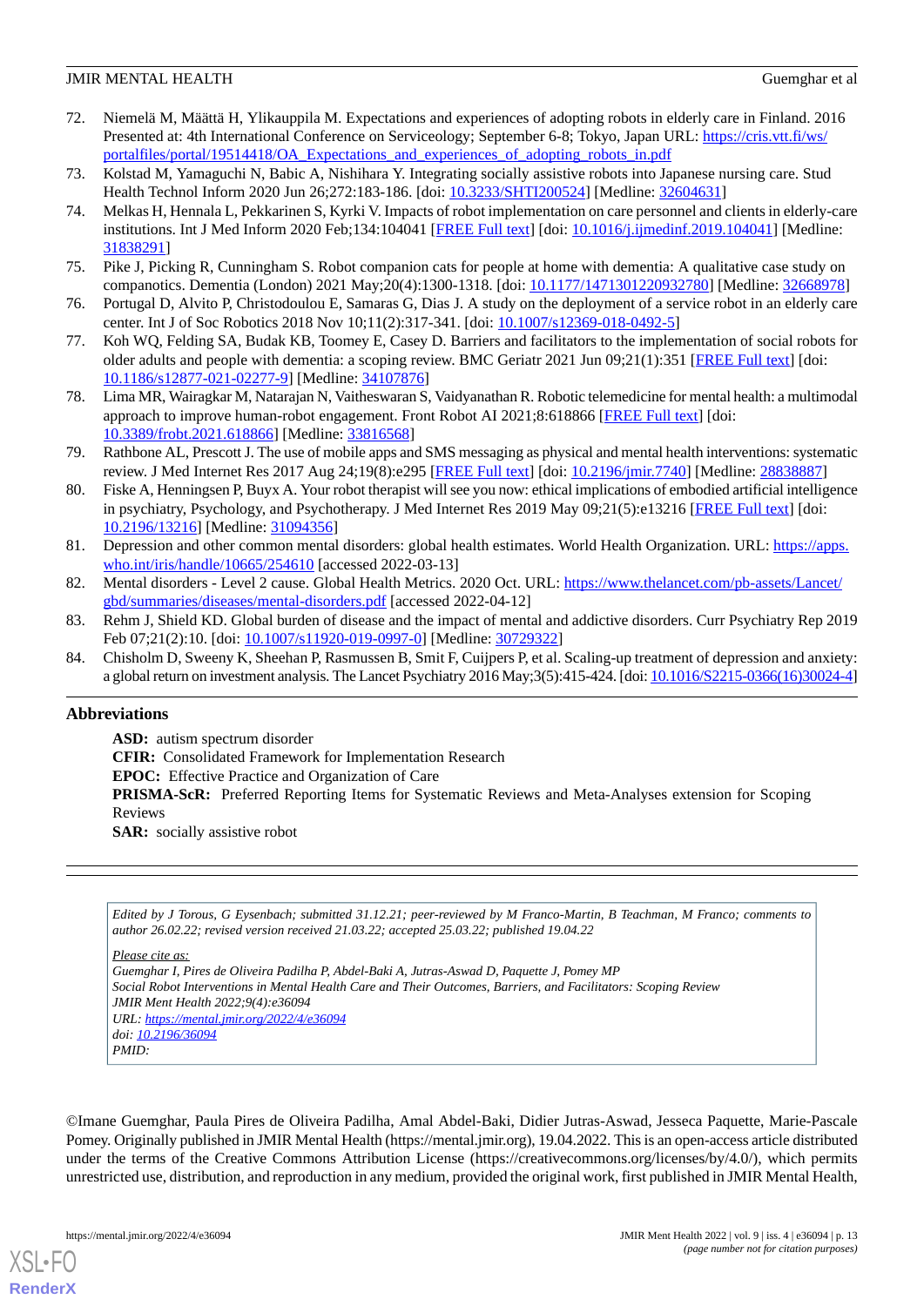72. Niemelä M, Määttä H, Ylikauppila M. Expectations and experiences of adopting robots in elderly care in Finland. 2016 Presented at: 4th International Conference on Serviceology; September 6-8; Tokyo, Japan URL: https://cris.vtt.fi/ws/portalfiles/portal/19514418/OA_Expectations_and_experiences_of_adopting_robots_in.pdf
73. Kolstad M, Yamaguchi N, Babic A, Nishihara Y. Integrating socially assistive robots into Japanese nursing care. Stud Health Technol Inform 2020 Jun 26;272:183-186. [doi: 10.3233/SHTI200524] [Medline: 32604631]
74. Melkas H, Hennala L, Pekkarinen S, Kyrki V. Impacts of robot implementation on care personnel and clients in elderly-care institutions. Int J Med Inform 2020 Feb;134:104041 [FREE Full text] [doi: 10.1016/j.ijmedinf.2019.104041] [Medline: 31838291]
75. Pike J, Picking R, Cunningham S. Robot companion cats for people at home with dementia: A qualitative case study on companotics. Dementia (London) 2021 May;20(4):1300-1318. [doi: 10.1177/1471301220932780] [Medline: 32668978]
76. Portugal D, Alvito P, Christodoulou E, Samaras G, Dias J. A study on the deployment of a service robot in an elderly care center. Int J of Soc Robotics 2018 Nov 10;11(2):317-341. [doi: 10.1007/s12369-018-0492-5]
77. Koh WQ, Felding SA, Budak KB, Toomey E, Casey D. Barriers and facilitators to the implementation of social robots for older adults and people with dementia: a scoping review. BMC Geriatr 2021 Jun 09;21(1):351 [FREE Full text] [doi: 10.1186/s12877-021-02277-9] [Medline: 34107876]
78. Lima MR, Wairagkar M, Natarajan N, Vaitheswaran S, Vaidyanathan R. Robotic telemedicine for mental health: a multimodal approach to improve human-robot engagement. Front Robot AI 2021;8:618866 [FREE Full text] [doi: 10.3389/frobt.2021.618866] [Medline: 33816568]
79. Rathbone AL, Prescott J. The use of mobile apps and SMS messaging as physical and mental health interventions: systematic review. J Med Internet Res 2017 Aug 24;19(8):e295 [FREE Full text] [doi: 10.2196/jmir.7740] [Medline: 28838887]
80. Fiske A, Henningsen P, Buyx A. Your robot therapist will see you now: ethical implications of embodied artificial intelligence in psychiatry, Psychology, and Psychotherapy. J Med Internet Res 2019 May 09;21(5):e13216 [FREE Full text] [doi: 10.2196/13216] [Medline: 31094356]
81. Depression and other common mental disorders: global health estimates. World Health Organization. URL: https://apps.who.int/iris/handle/10665/254610 [accessed 2022-03-13]
82. Mental disorders - Level 2 cause. Global Health Metrics. 2020 Oct. URL: https://www.thelancet.com/pb-assets/Lancet/gbd/summaries/diseases/mental-disorders.pdf [accessed 2022-04-12]
83. Rehm J, Shield KD. Global burden of disease and the impact of mental and addictive disorders. Curr Psychiatry Rep 2019 Feb 07;21(2):10. [doi: 10.1007/s11920-019-0997-0] [Medline: 30729322]
84. Chisholm D, Sweeny K, Sheehan P, Rasmussen B, Smit F, Cuijpers P, et al. Scaling-up treatment of depression and anxiety: a global return on investment analysis. The Lancet Psychiatry 2016 May;3(5):415-424. [doi: 10.1016/S2215-0366(16)30024-4]

## Abbreviations

**ASD:** autism spectrum disorder
**CFIR:** Consolidated Framework for Implementation Research
**EPOC:** Effective Practice and Organization of Care
**PRISMA-ScR:** Preferred Reporting Items for Systematic Reviews and Meta-Analyses extension for Scoping Reviews
**SAR:** socially assistive robot

---

*Edited by J Torous, G Eysenbach; submitted 31.12.21; peer-reviewed by M Franco-Martin, B Teachman, M Franco; comments to author 26.02.22; revised version received 21.03.22; accepted 25.03.22; published 19.04.22*

*Please cite as:*
*Guemghar I, Pires de Oliveira Padilha P, Abdel-Baki A, Jutras-Aswad D, Paquette J, Pomey MP*
*Social Robot Interventions in Mental Health Care and Their Outcomes, Barriers, and Facilitators: Scoping Review*
*JMIR Ment Health 2022;9(4):e36094*
*URL: https://mental.jmir.org/2022/4/e36094*
*doi: 10.2196/36094*
*PMID:*

©Imane Guemghar, Paula Pires de Oliveira Padilha, Amal Abdel-Baki, Didier Jutras-Aswad, Jesseca Paquette, Marie-Pascale Pomey. Originally published in JMIR Mental Health (https://mental.jmir.org), 19.04.2022. This is an open-access article distributed under the terms of the Creative Commons Attribution License (https://creativecommons.org/licenses/by/4.0/), which permits unrestricted use, distribution, and reproduction in any medium, provided the original work, first published in JMIR Mental Health,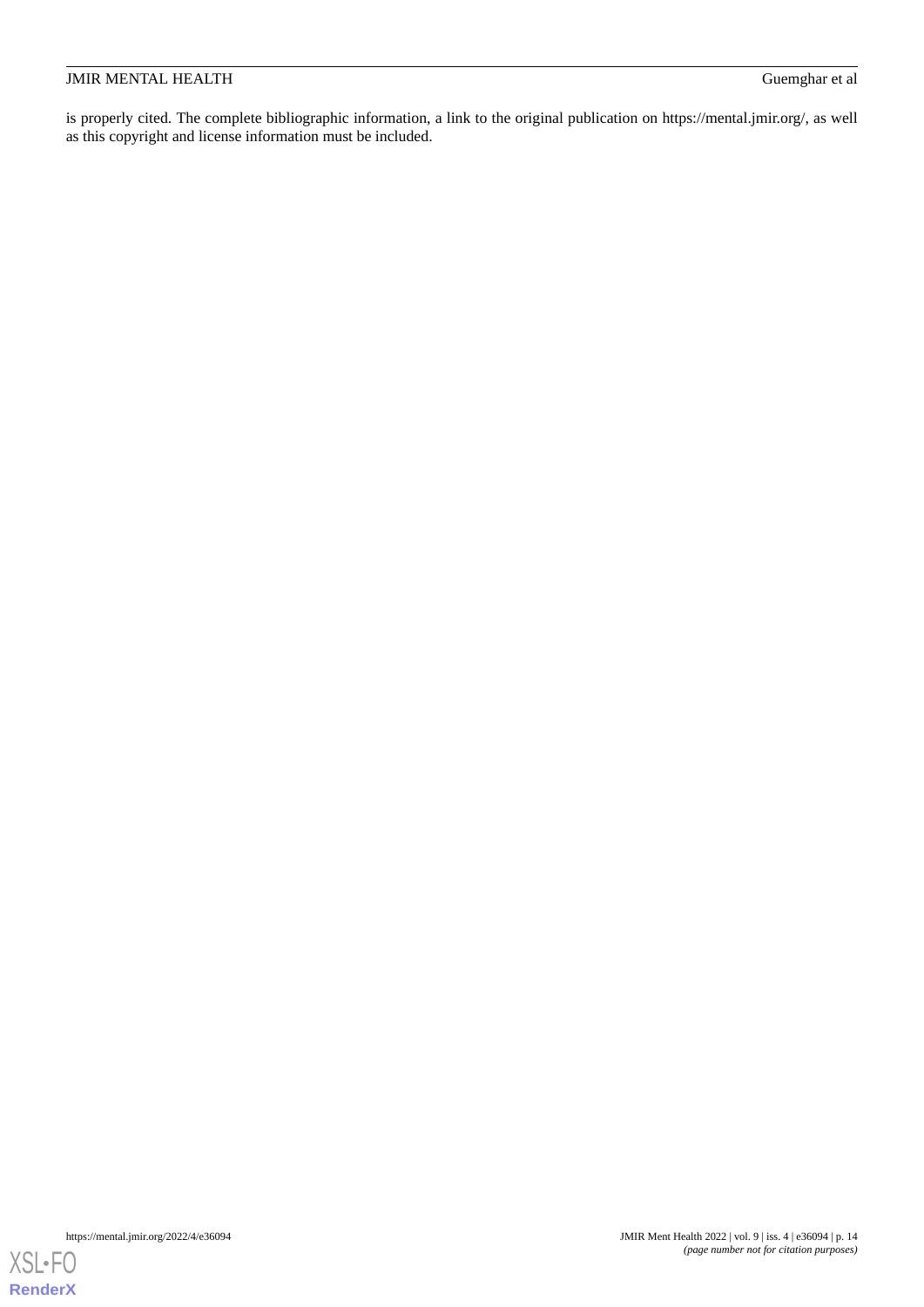is properly cited. The complete bibliographic information, a link to the original publication on https://mental.jmir.org/, as well as this copyright and license information must be included.